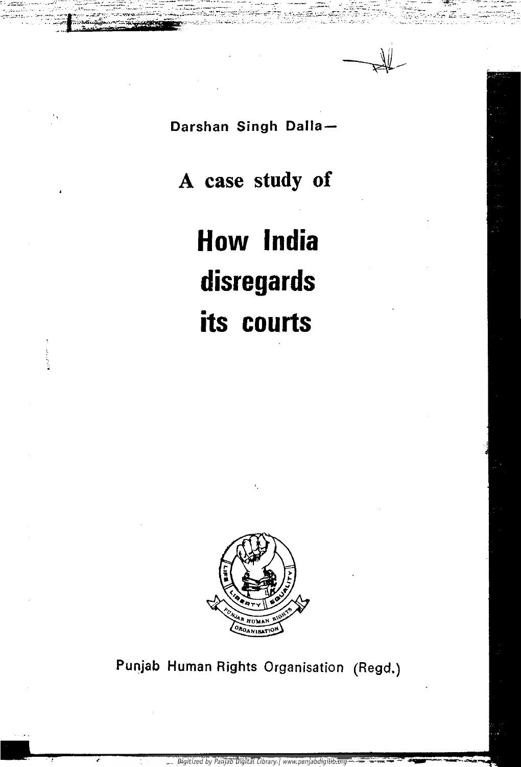Darshan Singh Dalla—

## A case study of

# How India disregards its courts

Punjab Human Rights Organisation (Regd.)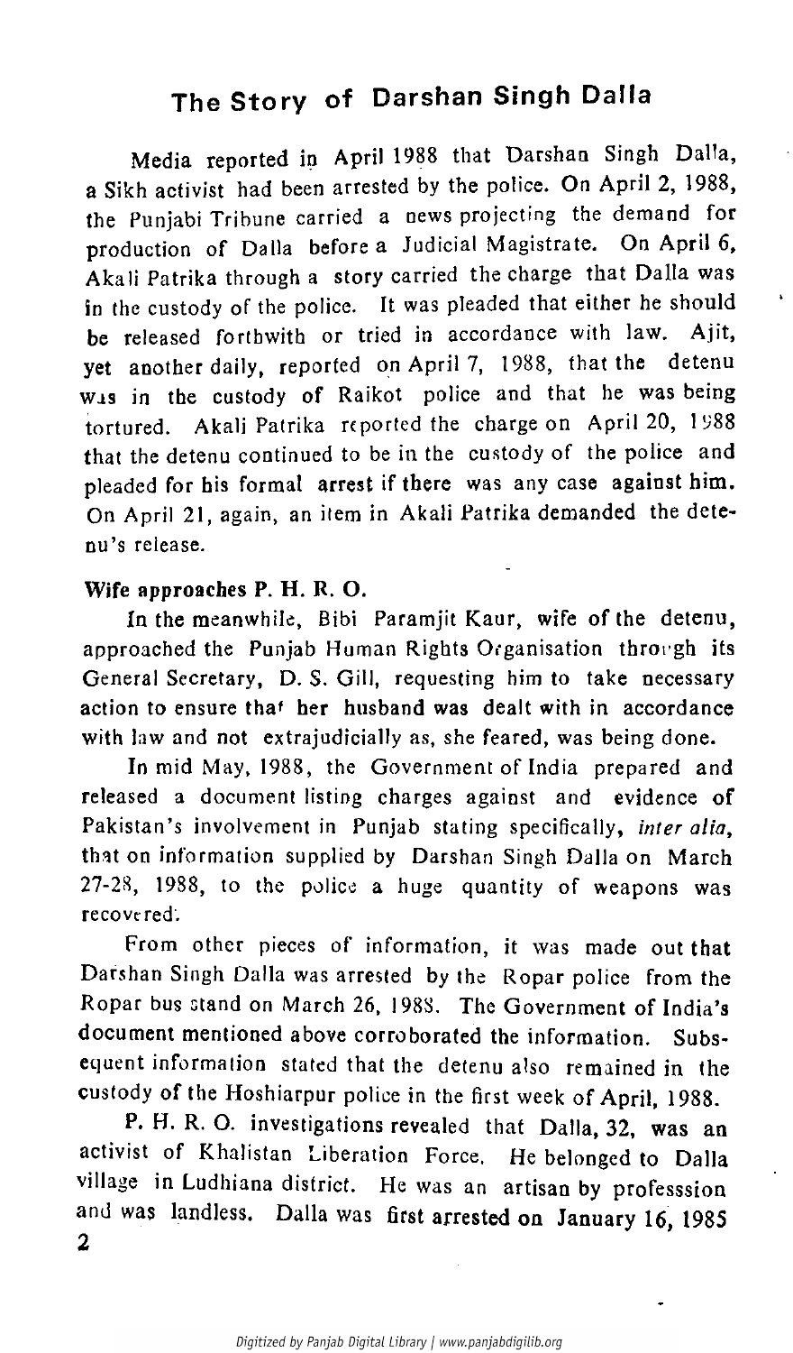# The Story of Darshan Singh Dalla

Media reported in April 1988 that Darshan Singh Dalla, a Sikh activist had been arrested by the police. On April 2, 1988, the Punjabi Tribune carried a news projecting the demand for production of Dalla before a Judicial Magistrate. On April 6, Akali Patrika through a story carried the charge that Dalla was in the custody of the police. It was pleaded that either he should be released forthwith or tried in accordance with law. Ajit, yet another daily, reported on April 7, 1988, that the detenu was in the custody of Raikot police and that he was being tortured. Akali Patrika reported the charge on April 20, 1988 that the detenu continued to be in the custody of the police and pleaded for his formal arrest if there was any case against him. On April 21, again, an item in Akali Patrika demanded the detenu's release.

**Wife approaches P. H. R. O.**

In the meanwhile, Bibi Paramjit Kaur, wife of the detenu, approached the Punjab Human Rights Organisation through its General Secretary, D. S. Gill, requesting him to take necessary action to ensure that her husband was dealt with in accordance with law and not extrajudicially as, she feared, was being done.

In mid May, 1988, the Government of India prepared and released a document listing charges against and evidence of Pakistan's involvement in Punjab stating specifically, *inter alia*, that on information supplied by Darshan Singh Dalla on March 27-28, 1988, to the police a huge quantity of weapons was recovered.

From other pieces of information, it was made out that Darshan Singh Dalla was arrested by the Ropar police from the Ropar bus stand on March 26, 1988. The Government of India's document mentioned above corroborated the information. Subsequent information stated that the detenu also remained in the custody of the Hoshiarpur police in the first week of April, 1988.

P. H. R. O. investigations revealed that Dalla, 32, was an activist of Khalistan Liberation Force. He belonged to Dalla village in Ludhiana district. He was an artisan by professsion and was landless. Dalla was first arrested on January 16, 1985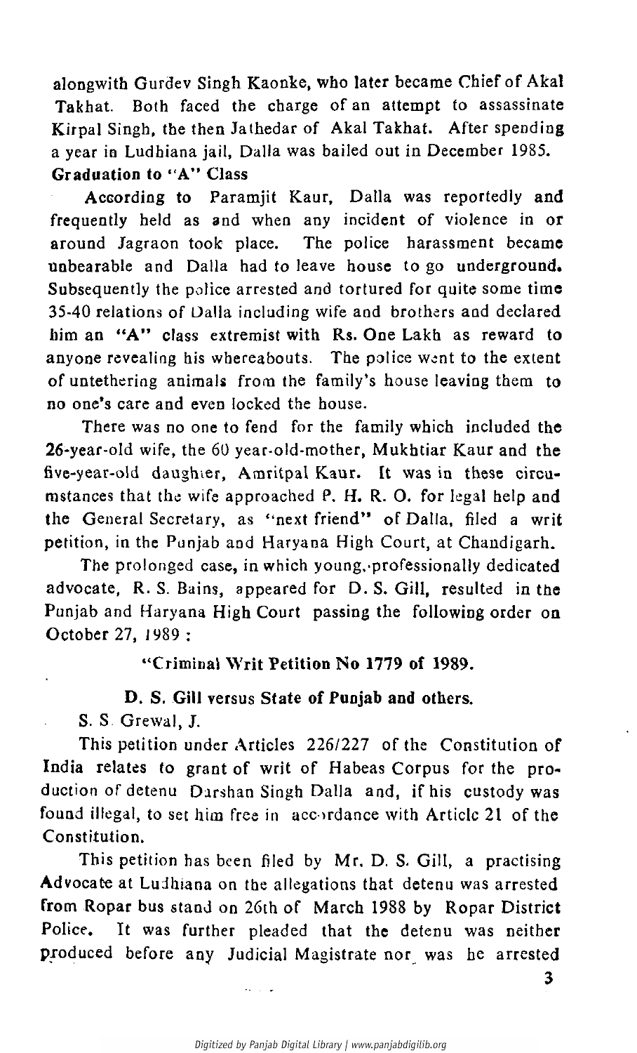alongwith Gurdev Singh Kaonke, who later became Chief of Akal Takhat. Both faced the charge of an attempt to assassinate Kirpal Singh, the then Jathedar of Akal Takhat. After spending a year in Ludhiana jail, Dalla was bailed out in December 1985.

**Graduation to "A" Class**

According to Paramjit Kaur, Dalla was reportedly and frequently held as and when any incident of violence in or around Jagraon took place. The police harassment became unbearable and Dalla had to leave house to go underground. Subsequently the police arrested and tortured for quite some time 35-40 relations of Dalla including wife and brothers and declared him an "A" class extremist with Rs. One Lakh as reward to anyone revealing his whereabouts. The police went to the extent of untethering animals from the family's house leaving them to no one's care and even locked the house.

There was no one to fend for the family which included the 26-year-old wife, the 60 year-old-mother, Mukhtiar Kaur and the five-year-old daughter, Amritpal Kaur. It was in these circumstances that the wife approached P. H. R. O. for legal help and the General Secretary, as "next friend" of Dalla, filed a writ petition, in the Punjab and Haryana High Court, at Chandigarh.

The prolonged case, in which young, professionally dedicated advocate, R. S. Bains, appeared for D. S. Gill, resulted in the Punjab and Haryana High Court passing the following order on October 27, 1989 :

**"Criminal Writ Petition No 1779 of 1989.**

**D. S. Gill versus State of Punjab and others.**

S. S. Grewal, J.

This petition under Articles 226/227 of the Constitution of India relates to grant of writ of Habeas Corpus for the production of detenu Darshan Singh Dalla and, if his custody was found illegal, to set him free in accordance with Article 21 of the Constitution.

This petition has been filed by Mr. D. S. Gill, a practising Advocate at Ludhiana on the allegations that detenu was arrested from Ropar bus stand on 26th of March 1988 by Ropar District Police. It was further pleaded that the detenu was neither produced before any Judicial Magistrate nor was he arrested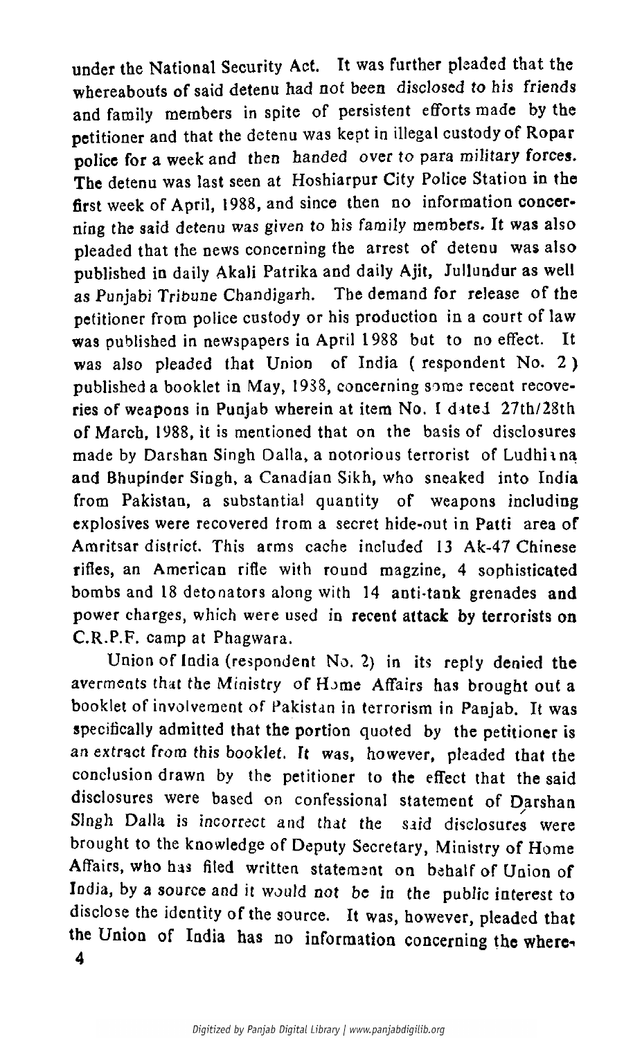under the National Security Act. It was further pleaded that the whereabouts of said detenu had not been disclosed to his friends and family members in spite of persistent efforts made by the petitioner and that the detenu was kept in illegal custody of Ropar police for a week and then handed over to para military forces. The detenu was last seen at Hoshiarpur City Police Station in the first week of April, 1988, and since then no information concerning the said detenu was given to his family members. It was also pleaded that the news concerning the arrest of detenu was also published in daily Akali Patrika and daily Ajit, Jullundur as well as Punjabi Tribune Chandigarh. The demand for release of the petitioner from police custody or his production in a court of law was published in newspapers in April 1988 but to no effect. It was also pleaded that Union of India ( respondent No. 2 ) published a booklet in May, 1988, concerning some recent recoveries of weapons in Punjab wherein at item No. I dated 27th/28th of March, 1988, it is mentioned that on the basis of disclosures made by Darshan Singh Dalla, a notorious terrorist of Ludhiana and Bhupinder Singh, a Canadian Sikh, who sneaked into India from Pakistan, a substantial quantity of weapons including explosives were recovered from a secret hide-out in Patti area of Amritsar district. This arms cache included 13 Ak-47 Chinese rifles, an American rifle with round magzine, 4 sophisticated bombs and 18 detonators along with 14 anti-tank grenades and power charges, which were used in recent attack by terrorists on C.R.P.F. camp at Phagwara.

Union of India (respondent No. 2) in its reply denied the averments that the Ministry of Home Affairs has brought out a booklet of involvement of Pakistan in terrorism in Punjab. It was specifically admitted that the portion quoted by the petitioner is an extract from this booklet. It was, however, pleaded that the conclusion drawn by the petitioner to the effect that the said disclosures were based on confessional statement of Darshan Singh Dalla is incorrect and that the said disclosures were brought to the knowledge of Deputy Secretary, Ministry of Home Affairs, who has filed written statement on behalf of Union of India, by a source and it would not be in the public interest to disclose the identity of the source. It was, however, pleaded that the Union of India has no information concerning the where-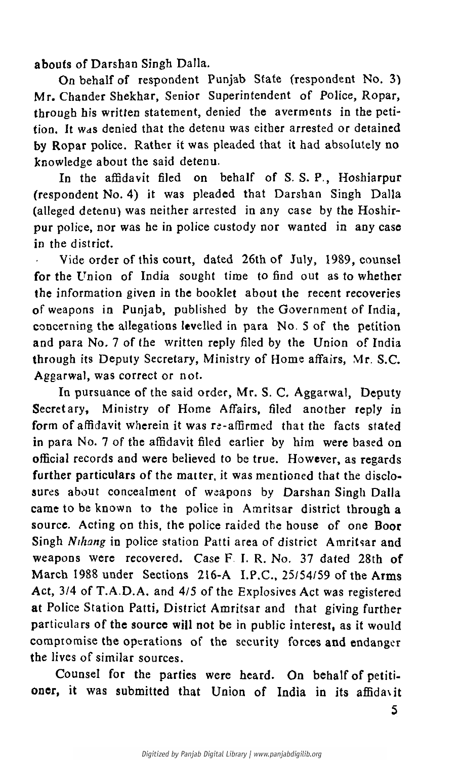abouts of Darshan Singh Dalla.

On behalf of respondent Punjab State (respondent No. 3) Mr. Chander Shekhar, Senior Superintendent of Police, Ropar, through his written statement, denied the averments in the petition. It was denied that the detenu was either arrested or detained by Ropar police. Rather it was pleaded that it had absolutely no knowledge about the said detenu.

In the affidavit filed on behalf of S. S. P., Hoshiarpur (respondent No. 4) it was pleaded that Darshan Singh Dalla (alleged detenu) was neither arrested in any case by the Hoshirpur police, nor was he in police custody nor wanted in any case in the district.

Vide order of this court, dated 26th of July, 1989, counsel for the Union of India sought time to find out as to whether the information given in the booklet about the recent recoveries of weapons in Punjab, published by the Government of India, concerning the allegations levelled in para No. 5 of the petition and para No. 7 of the written reply filed by the Union of India through its Deputy Secretary, Ministry of Home affairs, Mr. S.C. Aggarwal, was correct or not.

In pursuance of the said order, Mr. S. C. Aggarwal, Deputy Secretary, Ministry of Home Affairs, filed another reply in form of affidavit wherein it was re-affirmed that the facts stated in para No. 7 of the affidavit filed earlier by him were based on official records and were believed to be true. However, as regards further particulars of the matter, it was mentioned that the disclosures about concealment of weapons by Darshan Singh Dalla came to be known to the police in Amritsar district through a source. Acting on this, the police raided the house of one Boor Singh *Nihang* in police station Patti area of district Amritsar and weapons were recovered. Case F. I. R. No. 37 dated 28th of March 1988 under Sections 216-A I.P.C., 25/54/59 of the Arms Act, 3/4 of T.A.D.A. and 4/5 of the Explosives Act was registered at Police Station Patti, District Amritsar and that giving further particulars of the source will not be in public interest, as it would compromise the operations of the security forces and endanger the lives of similar sources.

Counsel for the parties were heard. On behalf of petitioner, it was submitted that Union of India in its affidavit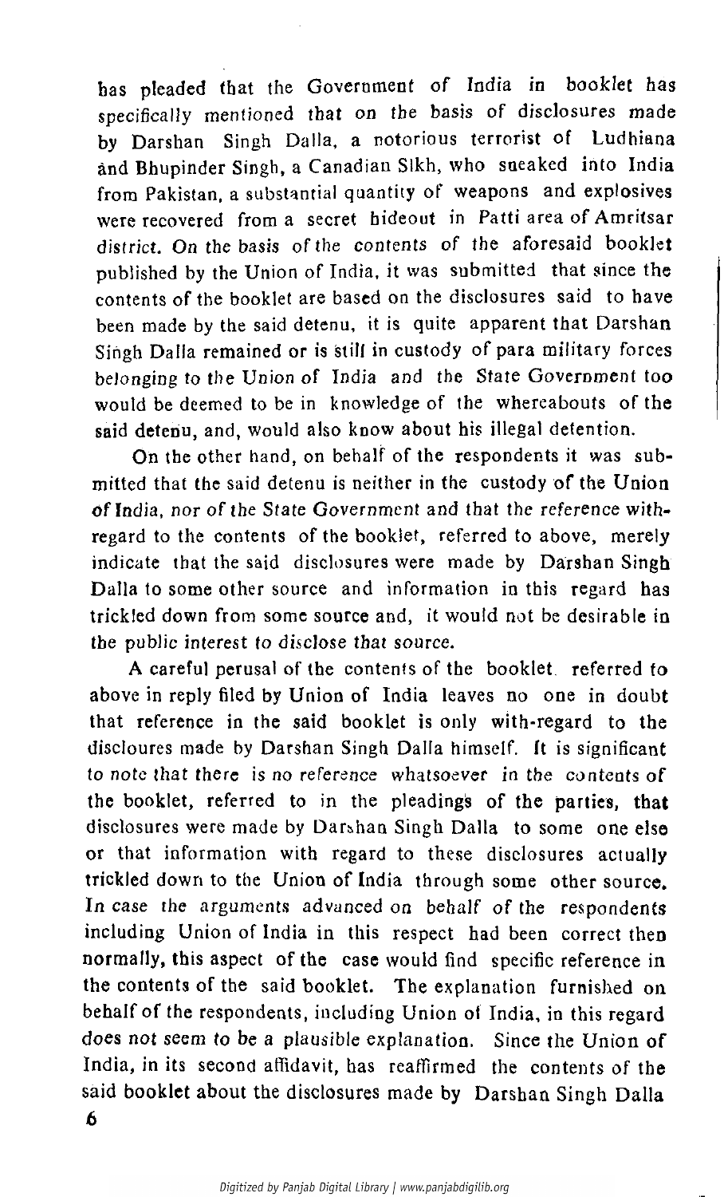has pleaded that the Government of India in booklet has specifically mentioned that on the basis of disclosures made by Darshan Singh Dalla, a notorious terrorist of Ludhiana and Bhupinder Singh, a Canadian Sikh, who sneaked into India from Pakistan, a substantial quantity of weapons and explosives were recovered from a secret hideout in Patti area of Amritsar district. On the basis of the contents of the aforesaid booklet published by the Union of India, it was submitted that since the contents of the booklet are based on the disclosures said to have been made by the said detenu, it is quite apparent that Darshan Singh Dalla remained or is still in custody of para military forces belonging to the Union of India and the State Government too would be deemed to be in knowledge of the whereabouts of the said detenu, and, would also know about his illegal detention.

On the other hand, on behalf of the respondents it was submitted that the said detenu is neither in the custody of the Union of India, nor of the State Government and that the reference with-regard to the contents of the booklet, referred to above, merely indicate that the said disclosures were made by Darshan Singh Dalla to some other source and information in this regard has trickled down from some source and, it would not be desirable in the public interest to disclose that source.

A careful perusal of the contents of the booklet referred to above in reply filed by Union of India leaves no one in doubt that reference in the said booklet is only with-regard to the discloures made by Darshan Singh Dalla himself. It is significant to note that there is no reference whatsoever in the contents of the booklet, referred to in the pleadings of the parties, that disclosures were made by Darshan Singh Dalla to some one else or that information with regard to these disclosures actually trickled down to the Union of India through some other source. In case the arguments advanced on behalf of the respondents including Union of India in this respect had been correct then normally, this aspect of the case would find specific reference in the contents of the said booklet. The explanation furnished on behalf of the respondents, including Union of India, in this regard does not seem to be a plausible explanation. Since the Union of India, in its second affidavit, has reaffirmed the contents of the said booklet about the disclosures made by Darshan Singh Dalla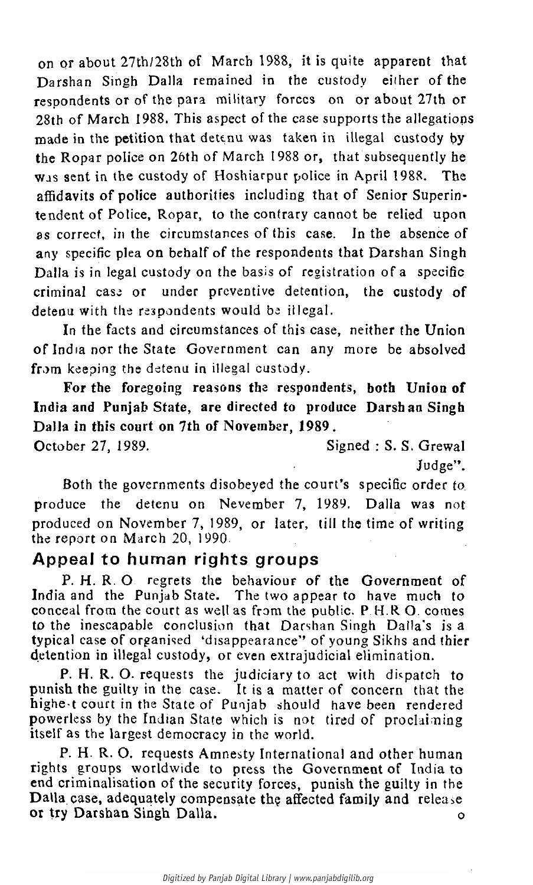on or about 27th/28th of March 1988, it is quite apparent that Darshan Singh Dalla remained in the custody either of the respondents or of the para military forces on or about 27th or 28th of March 1988. This aspect of the case supports the allegations made in the petition that detenu was taken in illegal custody by the Ropar police on 26th of March 1988 or, that subsequently he was sent in the custody of Hoshiarpur police in April 1988. The affidavits of police authorities including that of Senior Superintendent of Police, Ropar, to the contrary cannot be relied upon as correct, in the circumstances of this case. In the absence of any specific plea on behalf of the respondents that Darshan Singh Dalla is in legal custody on the basis of registration of a specific criminal case or under preventive detention, the custody of detenu with the respondents would be illegal.

In the facts and circumstances of this case, neither the Union of India nor the State Government can any more be absolved from keeping the detenu in illegal custody.

**For the foregoing reasons the respondents, both Union of India and Punjab State, are directed to produce Darshan Singh Dalla in this court on 7th of November, 1989.**

October 27, 1989. Signed : S. S. Grewal Judge".

Both the governments disobeyed the court's specific order to produce the detenu on Nevember 7, 1989. Dalla was not produced on November 7, 1989, or later, till the time of writing the report on March 20, 1990.

## Appeal to human rights groups

P. H. R. O regrets the behaviour of the Government of India and the Punjab State. The two appear to have much to conceal from the court as well as from the public. P.H.R.O. comes to the inescapable conclusion that Darshan Singh Dalla's is a typical case of organised 'disappearance" of young Sikhs and thier detention in illegal custody, or even extrajudicial elimination.

P. H. R. O. requests the judiciary to act with dispatch to punish the guilty in the case. It is a matter of concern that the highest court in the State of Punjab should have been rendered powerless by the Indian State which is not tired of proclaiming itself as the largest democracy in the world.

P. H. R. O. requests Amnesty International and other human rights groups worldwide to press the Government of India to end criminalisation of the security forces, punish the guilty in the Dalla case, adequately compensate the affected family and release or try Darshan Singh Dalla.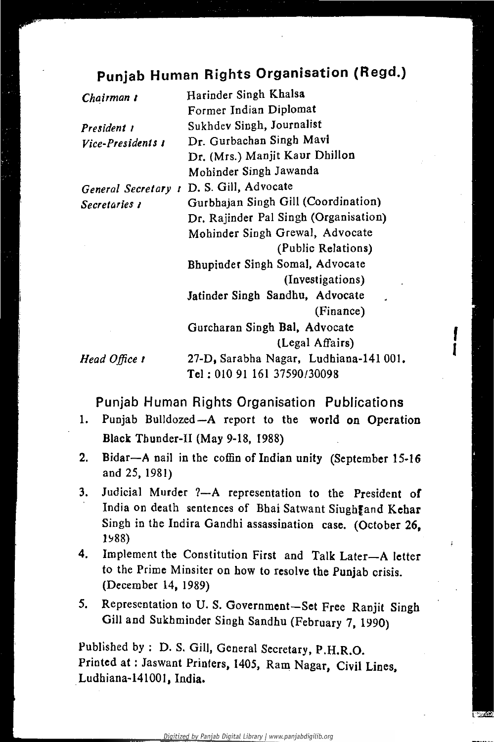## Punjab Human Rights Organisation (Regd.)

| | |
|---|---|
| *Chairman :* | Harinder Singh Khalsa<br>Former Indian Diplomat |
| *President :* | Sukhdev Singh, Journalist |
| *Vice-Presidents :* | Dr. Gurbachan Singh Mavi<br>Dr. (Mrs.) Manjit Kaur Dhillon<br>Mohinder Singh Jawanda |
| *General Secretary :* | D. S. Gill, Advocate |
| *Secretaries :* | Gurbhajan Singh Gill (Coordination)<br>Dr. Rajinder Pal Singh (Organisation)<br>Mohinder Singh Grewal, Advocate (Public Relations)<br>Bhupinder Singh Somal, Advocate (Investigations)<br>Jatinder Singh Sandhu, Advocate (Finance)<br>Gurcharan Singh Bal, Advocate (Legal Affairs) |
| *Head Office :* | 27-D, Sarabha Nagar, Ludhiana-141 001.<br>Tel : 010 91 161 37590/30098 |

## Punjab Human Rights Organisation Publications

1. Punjab Bulldozed—A report to the world on Operation Black Thunder-II (May 9-18, 1988)
2. Bidar—A nail in the coffin of Indian unity (September 15-16 and 25, 1981)
3. Judicial Murder ?—A representation to the President of India on death sentences of Bhai Satwant Siugh and Kehar Singh in the Indira Gandhi assassination case. (October 26, 1988)
4. Implement the Constitution First and Talk Later—A letter to the Prime Minsiter on how to resolve the Punjab crisis. (December 14, 1989)
5. Representation to U. S. Government—Set Free Ranjit Singh Gill and Sukhminder Singh Sandhu (February 7, 1990)

Published by : D. S. Gill, General Secretary, P.H.R.O.
Printed at : Jaswant Printers, 1405, Ram Nagar, Civil Lines, Ludhiana-141001, India.